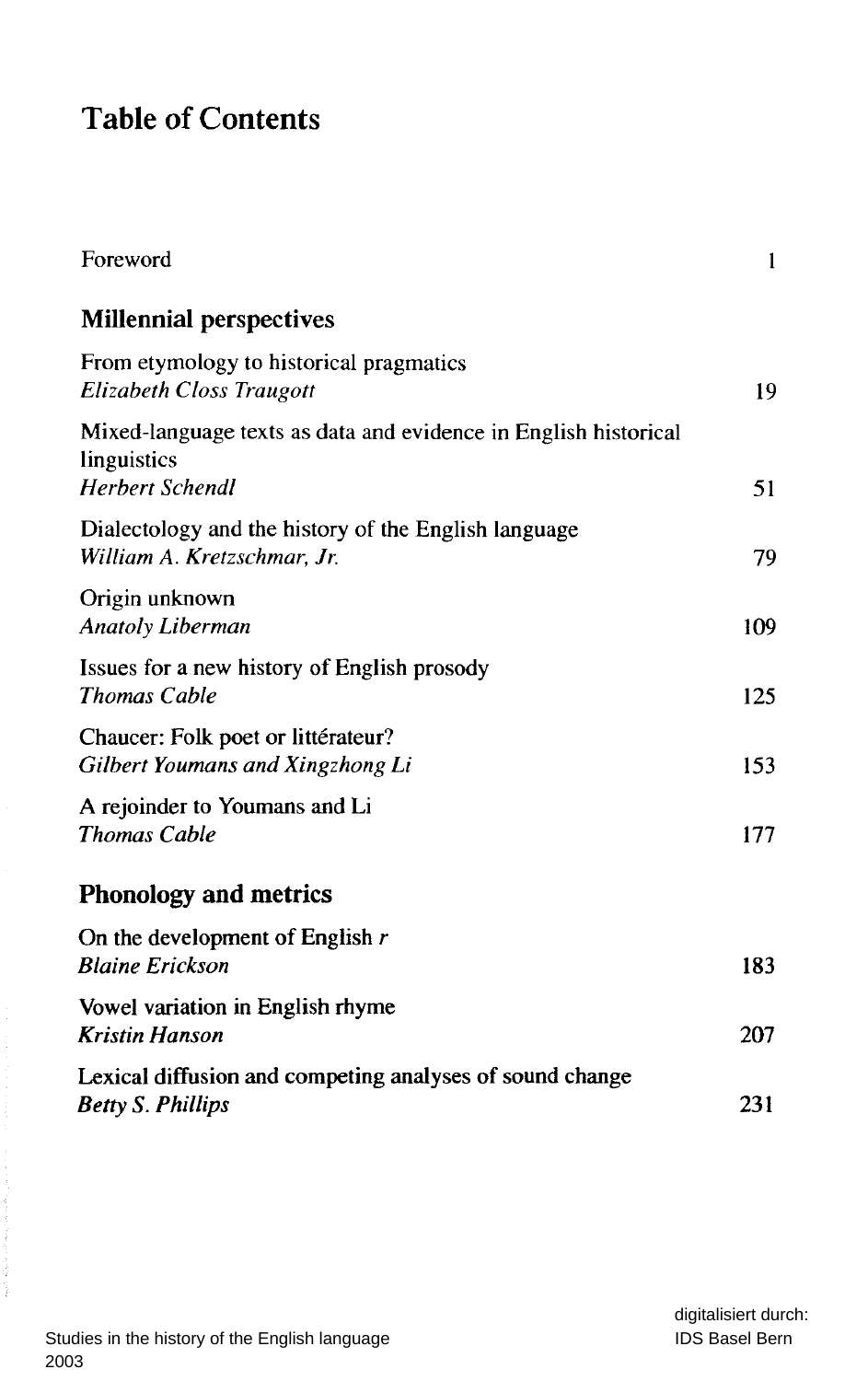# Table of Contents

| | |
|---|---|
| Foreword | 1 |

## Millennial perspectives

| | |
|---|---|
| From etymology to historical pragmatics<br>*Elizabeth Closs Traugott* | 19 |
| Mixed-language texts as data and evidence in English historical linguistics<br>*Herbert Schendl* | 51 |
| Dialectology and the history of the English language<br>*William A. Kretzschmar, Jr.* | 79 |
| Origin unknown<br>*Anatoly Liberman* | 109 |
| Issues for a new history of English prosody<br>*Thomas Cable* | 125 |
| Chaucer: Folk poet or littérateur?<br>*Gilbert Youmans and Xingzhong Li* | 153 |
| A rejoinder to Youmans and Li<br>*Thomas Cable* | 177 |

## Phonology and metrics

| | |
|---|---|
| On the development of English *r*<br>*Blaine Erickson* | 183 |
| Vowel variation in English rhyme<br>*Kristin Hanson* | 207 |
| Lexical diffusion and competing analyses of sound change<br>*Betty S. Phillips* | 231 |

Studies in the history of the English language
2003

digitalisiert durch:
IDS Basel Bern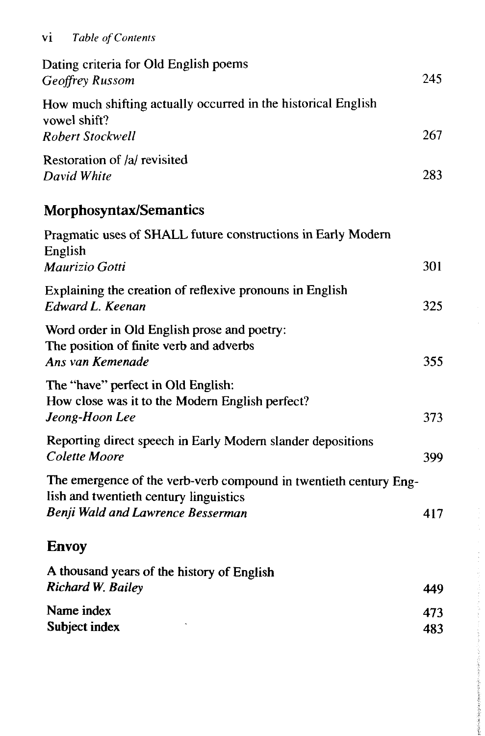Dating criteria for Old English poems
*Geoffrey Russom* 245

How much shifting actually occurred in the historical English vowel shift?
*Robert Stockwell* 267

Restoration of /a/ revisited
*David White* 283

## Morphosyntax/Semantics

Pragmatic uses of SHALL future constructions in Early Modern English
*Maurizio Gotti* 301

Explaining the creation of reflexive pronouns in English
*Edward L. Keenan* 325

Word order in Old English prose and poetry:
The position of finite verb and adverbs
*Ans van Kemenade* 355

The "have" perfect in Old English:
How close was it to the Modern English perfect?
*Jeong-Hoon Lee* 373

Reporting direct speech in Early Modern slander depositions
*Colette Moore* 399

The emergence of the verb-verb compound in twentieth century English and twentieth century linguistics
***Benji Wald and Lawrence Besserman*** 417

## Envoy

**A thousand years of the history of English**
***Richard W. Bailey*** 449

**Name index** 473

**Subject index** 483